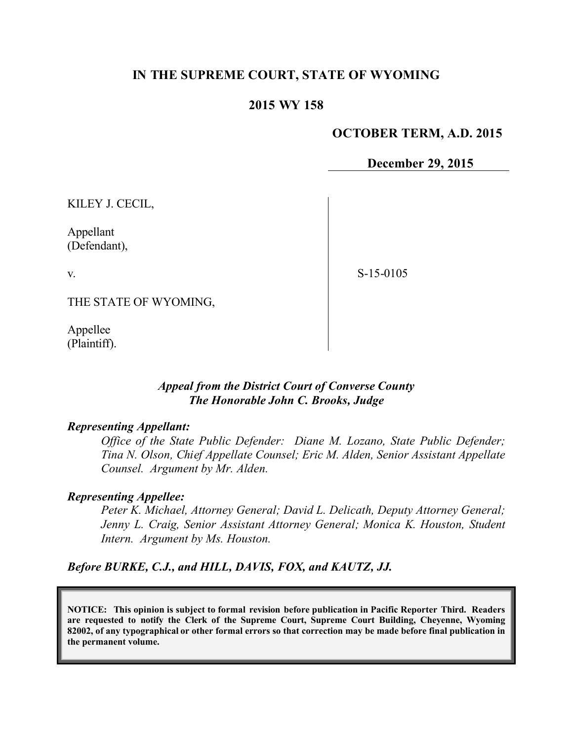# IN THE SUPREME COURT, STATE OF WYOMING

## 2015 WY 158

**OCTOBER TERM, A.D. 2015**

**December 29, 2015**

| | |
|---|---|
| KILEY J. CECIL,<br><br>Appellant<br>(Defendant),<br><br>v.<br><br>THE STATE OF WYOMING,<br><br>Appellee<br>(Plaintiff). | S-15-0105 |

***Appeal from the District Court of Converse County***
***The Honorable John C. Brooks, Judge***

***Representing Appellant:***

*Office of the State Public Defender: Diane M. Lozano, State Public Defender; Tina N. Olson, Chief Appellate Counsel; Eric M. Alden, Senior Assistant Appellate Counsel. Argument by Mr. Alden.*

***Representing Appellee:***

*Peter K. Michael, Attorney General; David L. Delicath, Deputy Attorney General; Jenny L. Craig, Senior Assistant Attorney General; Monica K. Houston, Student Intern. Argument by Ms. Houston.*

***Before BURKE, C.J., and HILL, DAVIS, FOX, and KAUTZ, JJ.***

**NOTICE: This opinion is subject to formal revision before publication in Pacific Reporter Third. Readers are requested to notify the Clerk of the Supreme Court, Supreme Court Building, Cheyenne, Wyoming 82002, of any typographical or other formal errors so that correction may be made before final publication in the permanent volume.**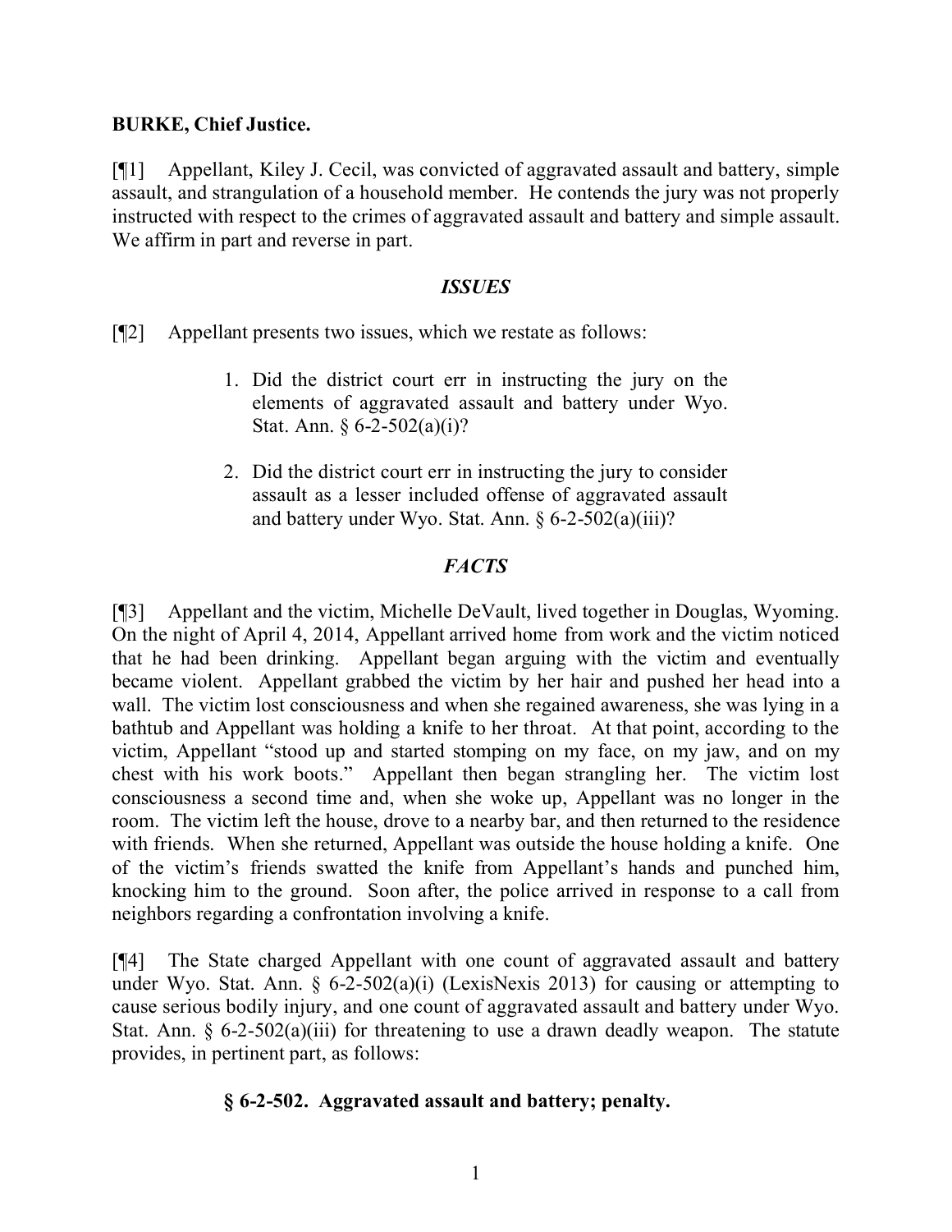**BURKE, Chief Justice.**

[¶1] Appellant, Kiley J. Cecil, was convicted of aggravated assault and battery, simple assault, and strangulation of a household member. He contends the jury was not properly instructed with respect to the crimes of aggravated assault and battery and simple assault. We affirm in part and reverse in part.

## *ISSUES*

[¶2] Appellant presents two issues, which we restate as follows:

> 1. Did the district court err in instructing the jury on the elements of aggravated assault and battery under Wyo. Stat. Ann. § 6-2-502(a)(i)?
>
> 2. Did the district court err in instructing the jury to consider assault as a lesser included offense of aggravated assault and battery under Wyo. Stat. Ann. § 6-2-502(a)(iii)?

## *FACTS*

[¶3] Appellant and the victim, Michelle DeVault, lived together in Douglas, Wyoming. On the night of April 4, 2014, Appellant arrived home from work and the victim noticed that he had been drinking. Appellant began arguing with the victim and eventually became violent. Appellant grabbed the victim by her hair and pushed her head into a wall. The victim lost consciousness and when she regained awareness, she was lying in a bathtub and Appellant was holding a knife to her throat. At that point, according to the victim, Appellant "stood up and started stomping on my face, on my jaw, and on my chest with his work boots." Appellant then began strangling her. The victim lost consciousness a second time and, when she woke up, Appellant was no longer in the room. The victim left the house, drove to a nearby bar, and then returned to the residence with friends. When she returned, Appellant was outside the house holding a knife. One of the victim's friends swatted the knife from Appellant's hands and punched him, knocking him to the ground. Soon after, the police arrived in response to a call from neighbors regarding a confrontation involving a knife.

[¶4] The State charged Appellant with one count of aggravated assault and battery under Wyo. Stat. Ann. § 6-2-502(a)(i) (LexisNexis 2013) for causing or attempting to cause serious bodily injury, and one count of aggravated assault and battery under Wyo. Stat. Ann. § 6-2-502(a)(iii) for threatening to use a drawn deadly weapon. The statute provides, in pertinent part, as follows:

**§ 6-2-502. Aggravated assault and battery; penalty.**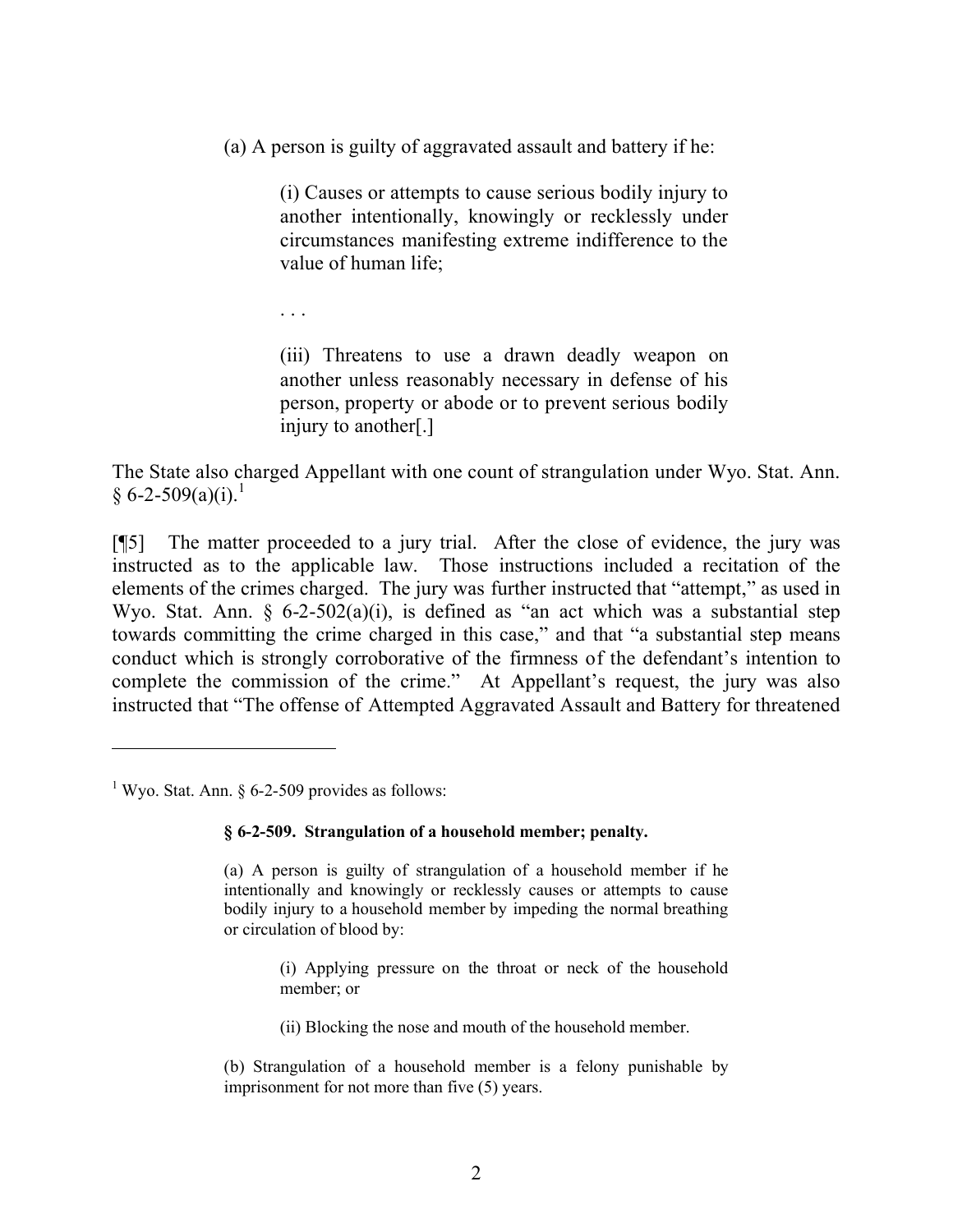> (a) A person is guilty of aggravated assault and battery if he:
>
> > (i) Causes or attempts to cause serious bodily injury to another intentionally, knowingly or recklessly under circumstances manifesting extreme indifference to the value of human life;
> >
> > . . .
> >
> > (iii) Threatens to use a drawn deadly weapon on another unless reasonably necessary in defense of his person, property or abode or to prevent serious bodily injury to another[.]

The State also charged Appellant with one count of strangulation under Wyo. Stat. Ann. § 6-2-509(a)(i).[1]

[¶5] The matter proceeded to a jury trial. After the close of evidence, the jury was instructed as to the applicable law. Those instructions included a recitation of the elements of the crimes charged. The jury was further instructed that "attempt," as used in Wyo. Stat. Ann. § 6-2-502(a)(i), is defined as "an act which was a substantial step towards committing the crime charged in this case," and that "a substantial step means conduct which is strongly corroborative of the firmness of the defendant's intention to complete the commission of the crime." At Appellant's request, the jury was also instructed that "The offense of Attempted Aggravated Assault and Battery for threatened

---

[1] Wyo. Stat. Ann. § 6-2-509 provides as follows:

> **§ 6-2-509. Strangulation of a household member; penalty.**
>
> (a) A person is guilty of strangulation of a household member if he intentionally and knowingly or recklessly causes or attempts to cause bodily injury to a household member by impeding the normal breathing or circulation of blood by:
>
> > (i) Applying pressure on the throat or neck of the household member; or
> >
> > (ii) Blocking the nose and mouth of the household member.
>
> (b) Strangulation of a household member is a felony punishable by imprisonment for not more than five (5) years.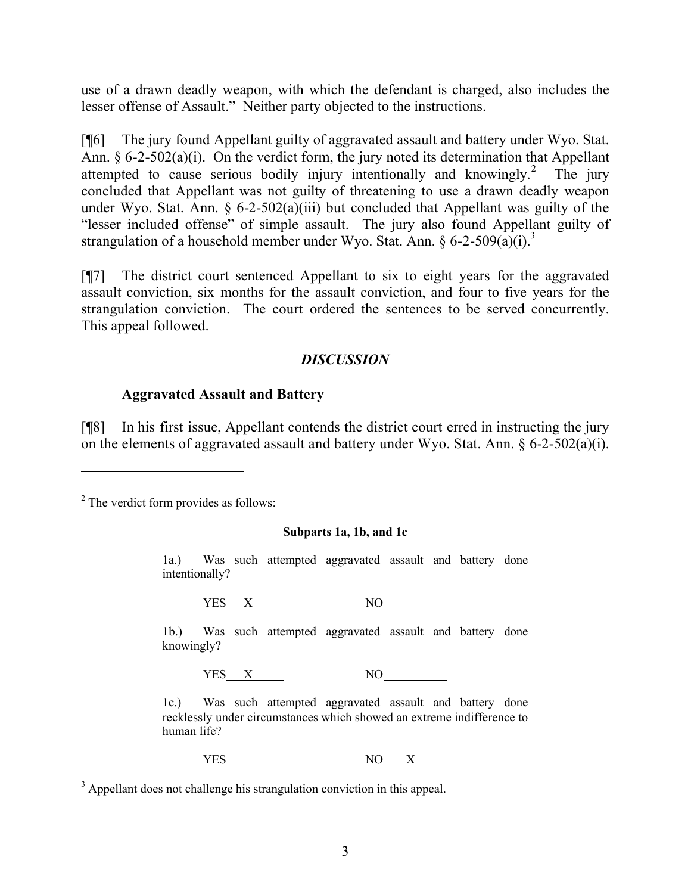use of a drawn deadly weapon, with which the defendant is charged, also includes the lesser offense of Assault." Neither party objected to the instructions.

[¶6] The jury found Appellant guilty of aggravated assault and battery under Wyo. Stat. Ann. § 6-2-502(a)(i). On the verdict form, the jury noted its determination that Appellant attempted to cause serious bodily injury intentionally and knowingly.[2] The jury concluded that Appellant was not guilty of threatening to use a drawn deadly weapon under Wyo. Stat. Ann. § 6-2-502(a)(iii) but concluded that Appellant was guilty of the "lesser included offense" of simple assault. The jury also found Appellant guilty of strangulation of a household member under Wyo. Stat. Ann. § 6-2-509(a)(i).[3]

[¶7] The district court sentenced Appellant to six to eight years for the aggravated assault conviction, six months for the assault conviction, and four to five years for the strangulation conviction. The court ordered the sentences to be served concurrently. This appeal followed.

## *DISCUSSION*

### Aggravated Assault and Battery

[¶8] In his first issue, Appellant contends the district court erred in instructing the jury on the elements of aggravated assault and battery under Wyo. Stat. Ann. § 6-2-502(a)(i).

---

[2] The verdict form provides as follows:

> **Subparts 1a, 1b, and 1c**
>
> 1a.) Was such attempted aggravated assault and battery done intentionally?
>
> YES\_\_X\_\_ NO\_\_\_\_\_\_
>
> 1b.) Was such attempted aggravated assault and battery done knowingly?
>
> YES\_\_X\_\_ NO\_\_\_\_\_\_
>
> 1c.) Was such attempted aggravated assault and battery done recklessly under circumstances which showed an extreme indifference to human life?
>
> YES\_\_\_\_\_\_ NO\_\_X\_\_

[3] Appellant does not challenge his strangulation conviction in this appeal.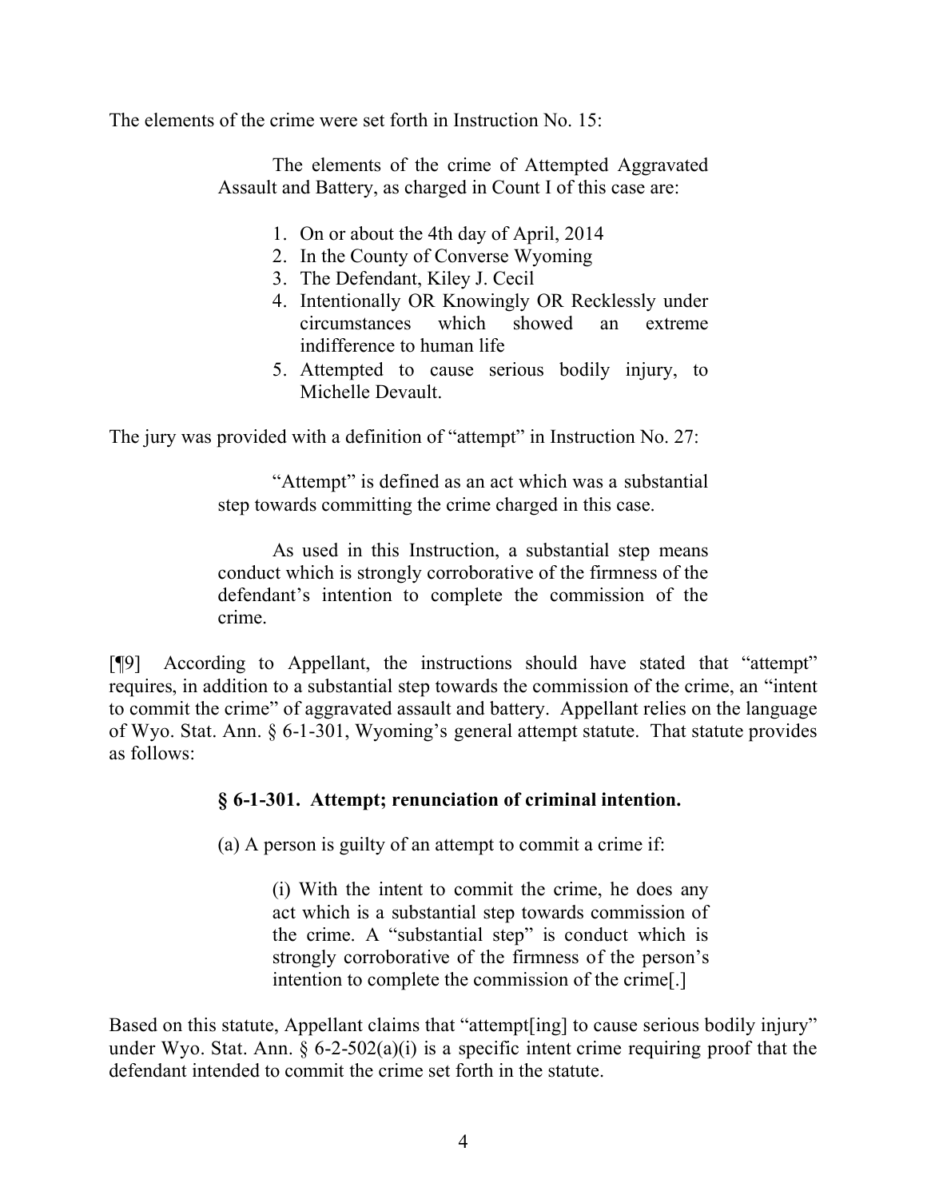The elements of the crime were set forth in Instruction No. 15:

> The elements of the crime of Attempted Aggravated Assault and Battery, as charged in Count I of this case are:
>
> 1. On or about the 4th day of April, 2014
> 2. In the County of Converse Wyoming
> 3. The Defendant, Kiley J. Cecil
> 4. Intentionally OR Knowingly OR Recklessly under circumstances which showed an extreme indifference to human life
> 5. Attempted to cause serious bodily injury, to Michelle Devault.

The jury was provided with a definition of "attempt" in Instruction No. 27:

> "Attempt" is defined as an act which was a substantial step towards committing the crime charged in this case.
>
> As used in this Instruction, a substantial step means conduct which is strongly corroborative of the firmness of the defendant's intention to complete the commission of the crime.

[¶9] According to Appellant, the instructions should have stated that "attempt" requires, in addition to a substantial step towards the commission of the crime, an "intent to commit the crime" of aggravated assault and battery. Appellant relies on the language of Wyo. Stat. Ann. § 6-1-301, Wyoming's general attempt statute. That statute provides as follows:

> **§ 6-1-301. Attempt; renunciation of criminal intention.**
>
> (a) A person is guilty of an attempt to commit a crime if:
>
> > (i) With the intent to commit the crime, he does any act which is a substantial step towards commission of the crime. A "substantial step" is conduct which is strongly corroborative of the firmness of the person's intention to complete the commission of the crime[.]

Based on this statute, Appellant claims that "attempt[ing] to cause serious bodily injury" under Wyo. Stat. Ann. § 6-2-502(a)(i) is a specific intent crime requiring proof that the defendant intended to commit the crime set forth in the statute.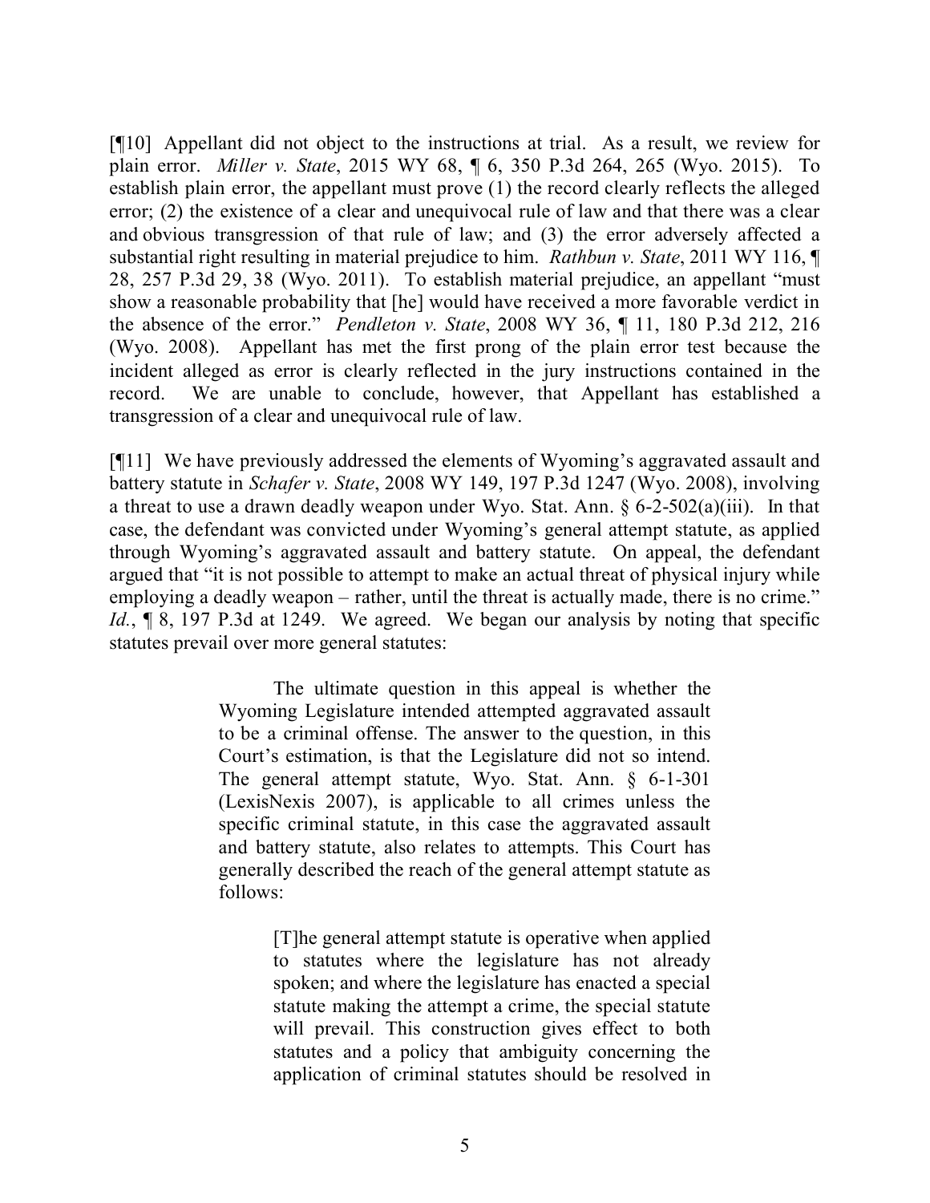[¶10] Appellant did not object to the instructions at trial. As a result, we review for plain error. *Miller v. State*, 2015 WY 68, ¶ 6, 350 P.3d 264, 265 (Wyo. 2015). To establish plain error, the appellant must prove (1) the record clearly reflects the alleged error; (2) the existence of a clear and unequivocal rule of law and that there was a clear and obvious transgression of that rule of law; and (3) the error adversely affected a substantial right resulting in material prejudice to him. *Rathbun v. State*, 2011 WY 116, ¶ 28, 257 P.3d 29, 38 (Wyo. 2011). To establish material prejudice, an appellant "must show a reasonable probability that [he] would have received a more favorable verdict in the absence of the error." *Pendleton v. State*, 2008 WY 36, ¶ 11, 180 P.3d 212, 216 (Wyo. 2008). Appellant has met the first prong of the plain error test because the incident alleged as error is clearly reflected in the jury instructions contained in the record. We are unable to conclude, however, that Appellant has established a transgression of a clear and unequivocal rule of law.

[¶11] We have previously addressed the elements of Wyoming's aggravated assault and battery statute in *Schafer v. State*, 2008 WY 149, 197 P.3d 1247 (Wyo. 2008), involving a threat to use a drawn deadly weapon under Wyo. Stat. Ann. § 6-2-502(a)(iii). In that case, the defendant was convicted under Wyoming's general attempt statute, as applied through Wyoming's aggravated assault and battery statute. On appeal, the defendant argued that "it is not possible to attempt to make an actual threat of physical injury while employing a deadly weapon – rather, until the threat is actually made, there is no crime." *Id.*, ¶ 8, 197 P.3d at 1249. We agreed. We began our analysis by noting that specific statutes prevail over more general statutes:

> The ultimate question in this appeal is whether the Wyoming Legislature intended attempted aggravated assault to be a criminal offense. The answer to the question, in this Court's estimation, is that the Legislature did not so intend. The general attempt statute, Wyo. Stat. Ann. § 6-1-301 (LexisNexis 2007), is applicable to all crimes unless the specific criminal statute, in this case the aggravated assault and battery statute, also relates to attempts. This Court has generally described the reach of the general attempt statute as follows:
>
> > [T]he general attempt statute is operative when applied to statutes where the legislature has not already spoken; and where the legislature has enacted a special statute making the attempt a crime, the special statute will prevail. This construction gives effect to both statutes and a policy that ambiguity concerning the application of criminal statutes should be resolved in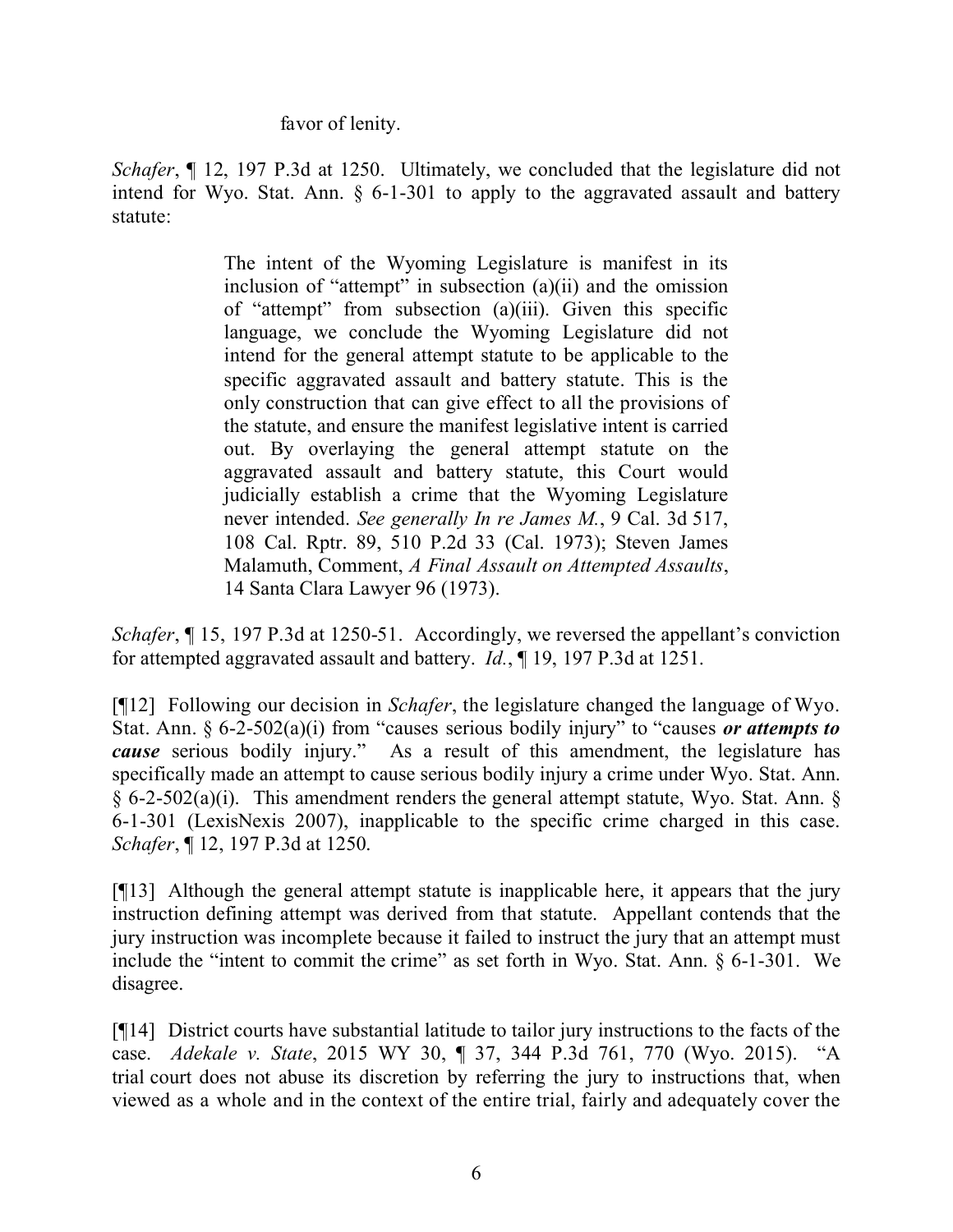> favor of lenity.

*Schafer*, ¶ 12, 197 P.3d at 1250. Ultimately, we concluded that the legislature did not intend for Wyo. Stat. Ann. § 6-1-301 to apply to the aggravated assault and battery statute:

> The intent of the Wyoming Legislature is manifest in its inclusion of "attempt" in subsection (a)(ii) and the omission of "attempt" from subsection (a)(iii). Given this specific language, we conclude the Wyoming Legislature did not intend for the general attempt statute to be applicable to the specific aggravated assault and battery statute. This is the only construction that can give effect to all the provisions of the statute, and ensure the manifest legislative intent is carried out. By overlaying the general attempt statute on the aggravated assault and battery statute, this Court would judicially establish a crime that the Wyoming Legislature never intended. *See generally In re James M.*, 9 Cal. 3d 517, 108 Cal. Rptr. 89, 510 P.2d 33 (Cal. 1973); Steven James Malamuth, Comment, *A Final Assault on Attempted Assaults*, 14 Santa Clara Lawyer 96 (1973).

*Schafer*, ¶ 15, 197 P.3d at 1250-51. Accordingly, we reversed the appellant's conviction for attempted aggravated assault and battery. *Id.*, ¶ 19, 197 P.3d at 1251.

[¶12] Following our decision in *Schafer*, the legislature changed the language of Wyo. Stat. Ann. § 6-2-502(a)(i) from "causes serious bodily injury" to "causes ***or attempts to cause*** serious bodily injury." As a result of this amendment, the legislature has specifically made an attempt to cause serious bodily injury a crime under Wyo. Stat. Ann. § 6-2-502(a)(i). This amendment renders the general attempt statute, Wyo. Stat. Ann. § 6-1-301 (LexisNexis 2007), inapplicable to the specific crime charged in this case. *Schafer*, ¶ 12, 197 P.3d at 1250.

[¶13] Although the general attempt statute is inapplicable here, it appears that the jury instruction defining attempt was derived from that statute. Appellant contends that the jury instruction was incomplete because it failed to instruct the jury that an attempt must include the "intent to commit the crime" as set forth in Wyo. Stat. Ann. § 6-1-301. We disagree.

[¶14] District courts have substantial latitude to tailor jury instructions to the facts of the case. *Adekale v. State*, 2015 WY 30, ¶ 37, 344 P.3d 761, 770 (Wyo. 2015). "A trial court does not abuse its discretion by referring the jury to instructions that, when viewed as a whole and in the context of the entire trial, fairly and adequately cover the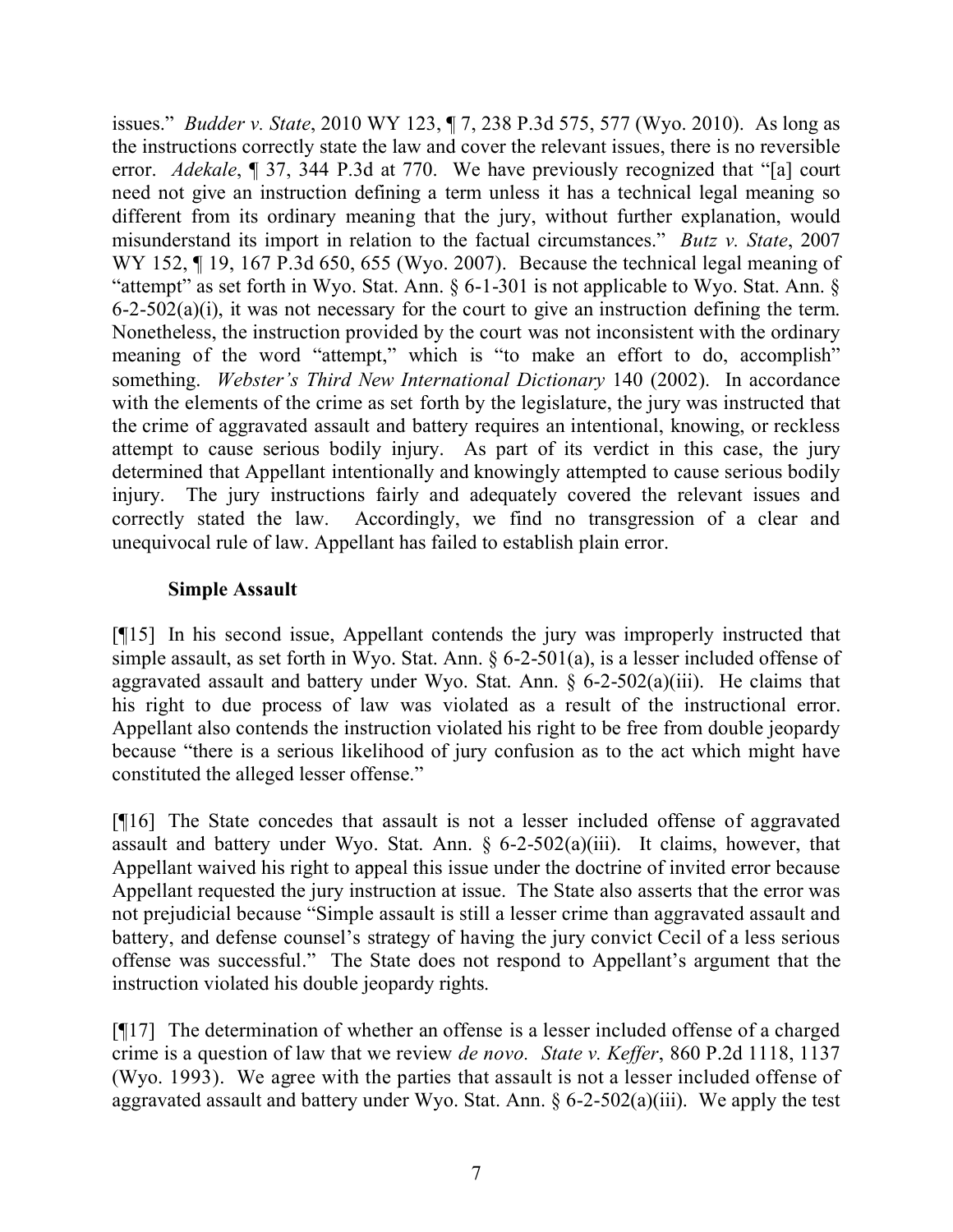issues." *Budder v. State*, 2010 WY 123, ¶ 7, 238 P.3d 575, 577 (Wyo. 2010). As long as the instructions correctly state the law and cover the relevant issues, there is no reversible error. *Adekale*, ¶ 37, 344 P.3d at 770. We have previously recognized that "[a] court need not give an instruction defining a term unless it has a technical legal meaning so different from its ordinary meaning that the jury, without further explanation, would misunderstand its import in relation to the factual circumstances." *Butz v. State*, 2007 WY 152, ¶ 19, 167 P.3d 650, 655 (Wyo. 2007). Because the technical legal meaning of "attempt" as set forth in Wyo. Stat. Ann. § 6-1-301 is not applicable to Wyo. Stat. Ann. § 6-2-502(a)(i), it was not necessary for the court to give an instruction defining the term. Nonetheless, the instruction provided by the court was not inconsistent with the ordinary meaning of the word "attempt," which is "to make an effort to do, accomplish" something. *Webster's Third New International Dictionary* 140 (2002). In accordance with the elements of the crime as set forth by the legislature, the jury was instructed that the crime of aggravated assault and battery requires an intentional, knowing, or reckless attempt to cause serious bodily injury. As part of its verdict in this case, the jury determined that Appellant intentionally and knowingly attempted to cause serious bodily injury. The jury instructions fairly and adequately covered the relevant issues and correctly stated the law. Accordingly, we find no transgression of a clear and unequivocal rule of law. Appellant has failed to establish plain error.

**Simple Assault**

[¶15] In his second issue, Appellant contends the jury was improperly instructed that simple assault, as set forth in Wyo. Stat. Ann. § 6-2-501(a), is a lesser included offense of aggravated assault and battery under Wyo. Stat. Ann. § 6-2-502(a)(iii). He claims that his right to due process of law was violated as a result of the instructional error. Appellant also contends the instruction violated his right to be free from double jeopardy because "there is a serious likelihood of jury confusion as to the act which might have constituted the alleged lesser offense."

[¶16] The State concedes that assault is not a lesser included offense of aggravated assault and battery under Wyo. Stat. Ann. § 6-2-502(a)(iii). It claims, however, that Appellant waived his right to appeal this issue under the doctrine of invited error because Appellant requested the jury instruction at issue. The State also asserts that the error was not prejudicial because "Simple assault is still a lesser crime than aggravated assault and battery, and defense counsel's strategy of having the jury convict Cecil of a less serious offense was successful." The State does not respond to Appellant's argument that the instruction violated his double jeopardy rights.

[¶17] The determination of whether an offense is a lesser included offense of a charged crime is a question of law that we review *de novo. State v. Keffer*, 860 P.2d 1118, 1137 (Wyo. 1993). We agree with the parties that assault is not a lesser included offense of aggravated assault and battery under Wyo. Stat. Ann. § 6-2-502(a)(iii). We apply the test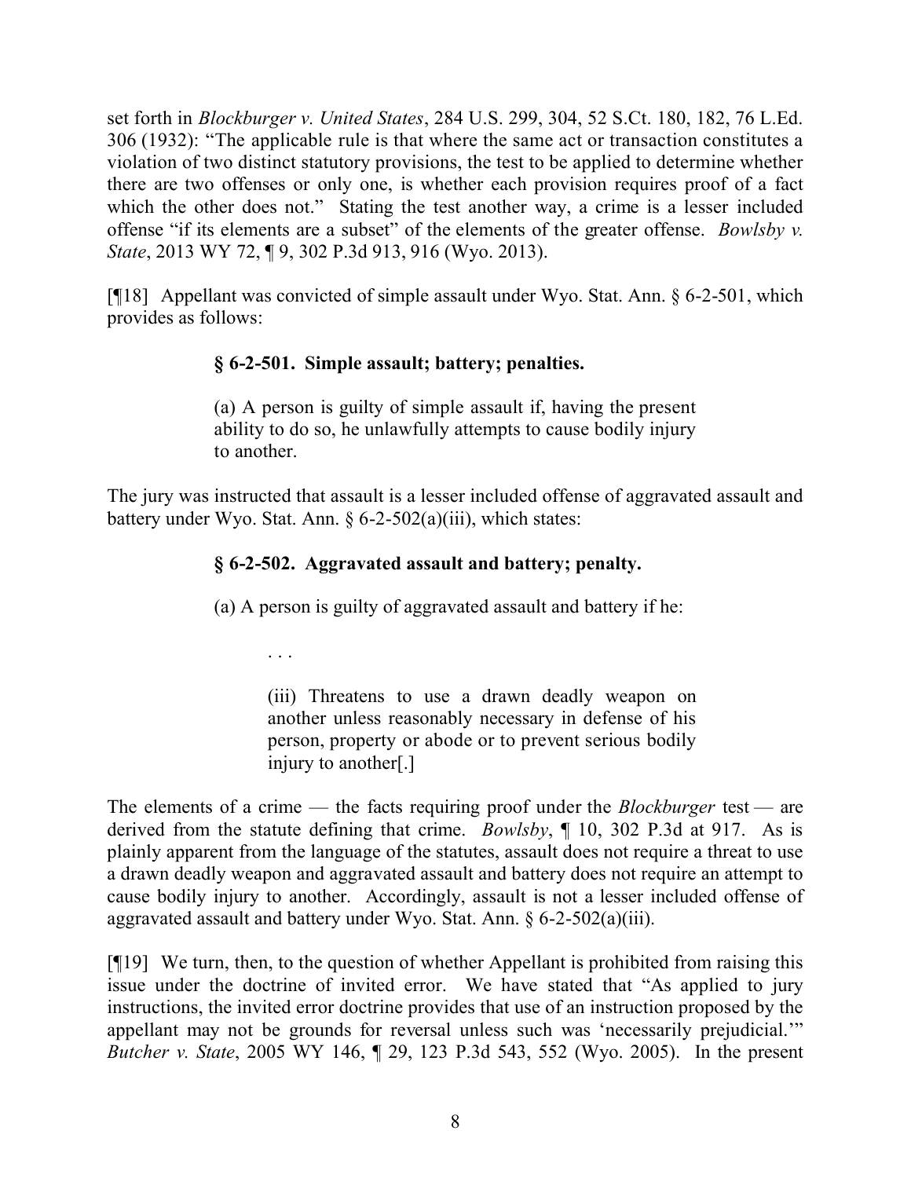set forth in *Blockburger v. United States*, 284 U.S. 299, 304, 52 S.Ct. 180, 182, 76 L.Ed. 306 (1932): "The applicable rule is that where the same act or transaction constitutes a violation of two distinct statutory provisions, the test to be applied to determine whether there are two offenses or only one, is whether each provision requires proof of a fact which the other does not." Stating the test another way, a crime is a lesser included offense "if its elements are a subset" of the elements of the greater offense. *Bowlsby v. State*, 2013 WY 72, ¶ 9, 302 P.3d 913, 916 (Wyo. 2013).

[¶18] Appellant was convicted of simple assault under Wyo. Stat. Ann. § 6-2-501, which provides as follows:

> **§ 6-2-501. Simple assault; battery; penalties.**
>
> (a) A person is guilty of simple assault if, having the present ability to do so, he unlawfully attempts to cause bodily injury to another.

The jury was instructed that assault is a lesser included offense of aggravated assault and battery under Wyo. Stat. Ann. § 6-2-502(a)(iii), which states:

> **§ 6-2-502. Aggravated assault and battery; penalty.**
>
> (a) A person is guilty of aggravated assault and battery if he:
>
> > . . .
> >
> > (iii) Threatens to use a drawn deadly weapon on another unless reasonably necessary in defense of his person, property or abode or to prevent serious bodily injury to another[.]

The elements of a crime — the facts requiring proof under the *Blockburger* test — are derived from the statute defining that crime. *Bowlsby*, ¶ 10, 302 P.3d at 917. As is plainly apparent from the language of the statutes, assault does not require a threat to use a drawn deadly weapon and aggravated assault and battery does not require an attempt to cause bodily injury to another. Accordingly, assault is not a lesser included offense of aggravated assault and battery under Wyo. Stat. Ann. § 6-2-502(a)(iii).

[¶19] We turn, then, to the question of whether Appellant is prohibited from raising this issue under the doctrine of invited error. We have stated that "As applied to jury instructions, the invited error doctrine provides that use of an instruction proposed by the appellant may not be grounds for reversal unless such was 'necessarily prejudicial.'" *Butcher v. State*, 2005 WY 146, ¶ 29, 123 P.3d 543, 552 (Wyo. 2005). In the present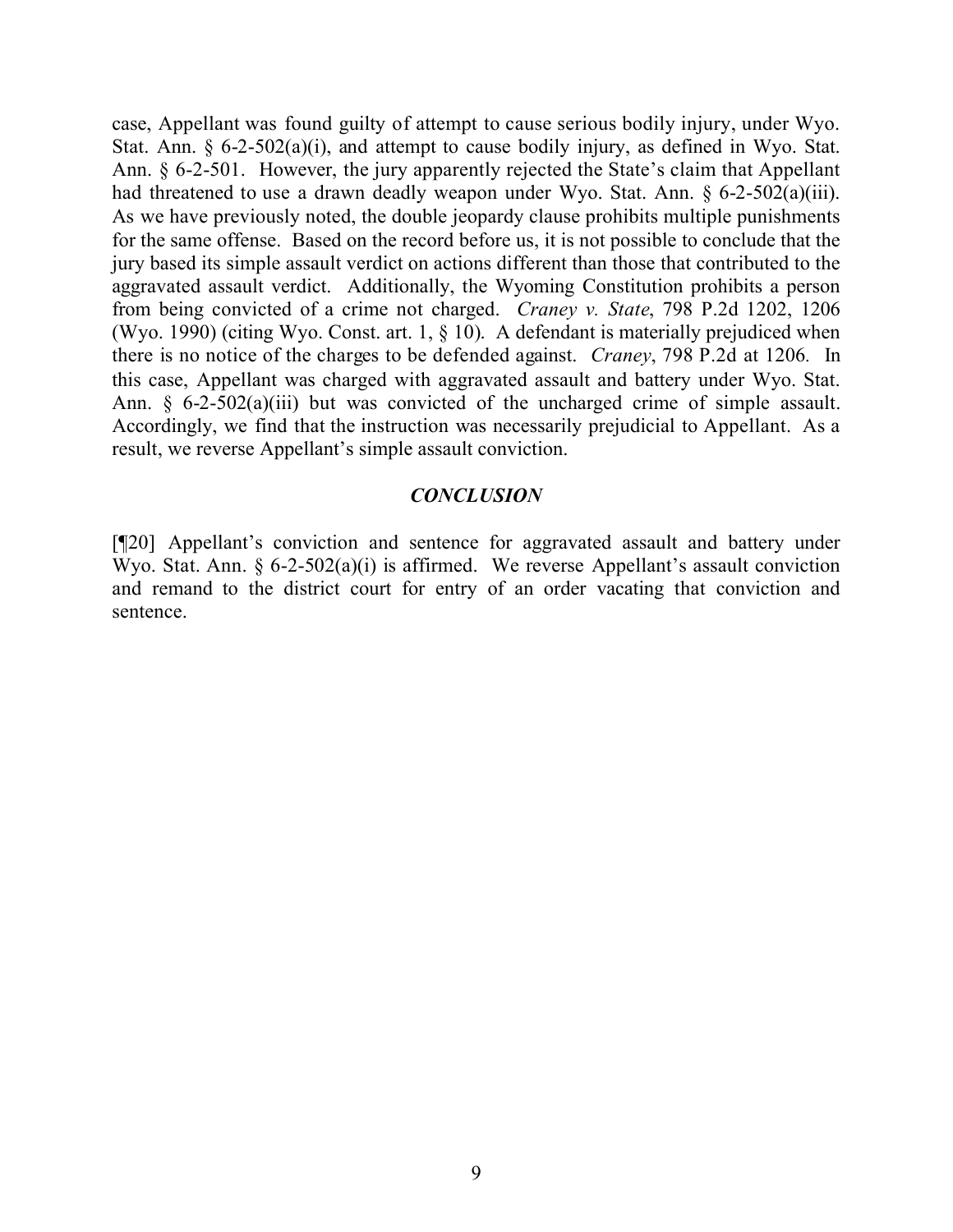case, Appellant was found guilty of attempt to cause serious bodily injury, under Wyo. Stat. Ann. § 6-2-502(a)(i), and attempt to cause bodily injury, as defined in Wyo. Stat. Ann. § 6-2-501. However, the jury apparently rejected the State's claim that Appellant had threatened to use a drawn deadly weapon under Wyo. Stat. Ann. § 6-2-502(a)(iii). As we have previously noted, the double jeopardy clause prohibits multiple punishments for the same offense. Based on the record before us, it is not possible to conclude that the jury based its simple assault verdict on actions different than those that contributed to the aggravated assault verdict. Additionally, the Wyoming Constitution prohibits a person from being convicted of a crime not charged. *Craney v. State*, 798 P.2d 1202, 1206 (Wyo. 1990) (citing Wyo. Const. art. 1, § 10). A defendant is materially prejudiced when there is no notice of the charges to be defended against. *Craney*, 798 P.2d at 1206. In this case, Appellant was charged with aggravated assault and battery under Wyo. Stat. Ann. § 6-2-502(a)(iii) but was convicted of the uncharged crime of simple assault. Accordingly, we find that the instruction was necessarily prejudicial to Appellant. As a result, we reverse Appellant's simple assault conviction.

## *CONCLUSION*

[¶20] Appellant's conviction and sentence for aggravated assault and battery under Wyo. Stat. Ann. § 6-2-502(a)(i) is affirmed. We reverse Appellant's assault conviction and remand to the district court for entry of an order vacating that conviction and sentence.